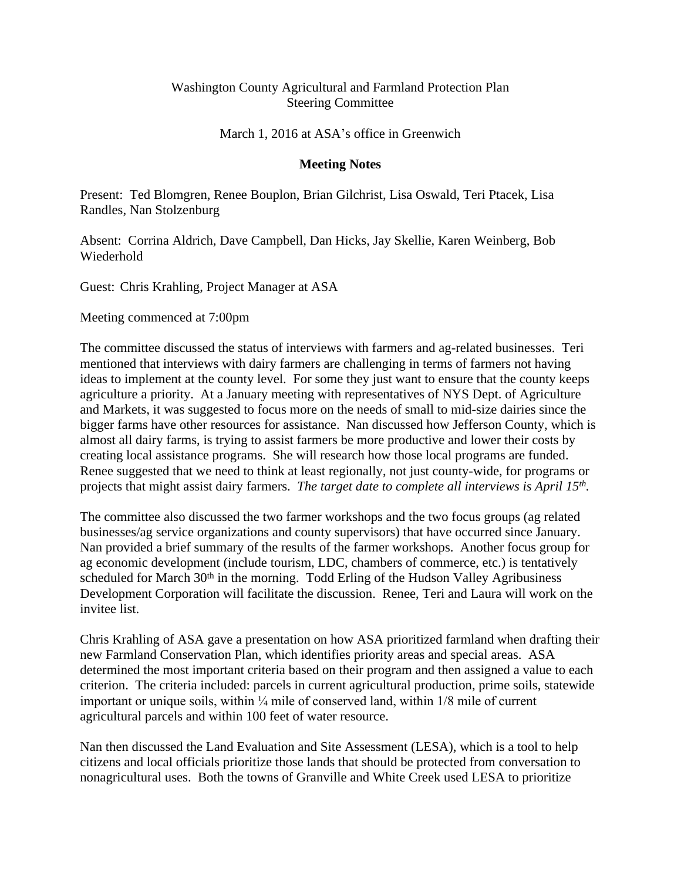Washington County Agricultural and Farmland Protection Plan
Steering Committee

March 1, 2016 at ASA's office in Greenwich

**Meeting Notes**

Present: Ted Blomgren, Renee Bouplon, Brian Gilchrist, Lisa Oswald, Teri Ptacek, Lisa Randles, Nan Stolzenburg

Absent: Corrina Aldrich, Dave Campbell, Dan Hicks, Jay Skellie, Karen Weinberg, Bob Wiederhold

Guest: Chris Krahling, Project Manager at ASA

Meeting commenced at 7:00pm

The committee discussed the status of interviews with farmers and ag-related businesses. Teri mentioned that interviews with dairy farmers are challenging in terms of farmers not having ideas to implement at the county level. For some they just want to ensure that the county keeps agriculture a priority. At a January meeting with representatives of NYS Dept. of Agriculture and Markets, it was suggested to focus more on the needs of small to mid-size dairies since the bigger farms have other resources for assistance. Nan discussed how Jefferson County, which is almost all dairy farms, is trying to assist farmers be more productive and lower their costs by creating local assistance programs. She will research how those local programs are funded. Renee suggested that we need to think at least regionally, not just county-wide, for programs or projects that might assist dairy farmers. *The target date to complete all interviews is April 15th.*

The committee also discussed the two farmer workshops and the two focus groups (ag related businesses/ag service organizations and county supervisors) that have occurred since January. Nan provided a brief summary of the results of the farmer workshops. Another focus group for ag economic development (include tourism, LDC, chambers of commerce, etc.) is tentatively scheduled for March 30th in the morning. Todd Erling of the Hudson Valley Agribusiness Development Corporation will facilitate the discussion. Renee, Teri and Laura will work on the invitee list.

Chris Krahling of ASA gave a presentation on how ASA prioritized farmland when drafting their new Farmland Conservation Plan, which identifies priority areas and special areas. ASA determined the most important criteria based on their program and then assigned a value to each criterion. The criteria included: parcels in current agricultural production, prime soils, statewide important or unique soils, within ¼ mile of conserved land, within 1/8 mile of current agricultural parcels and within 100 feet of water resource.

Nan then discussed the Land Evaluation and Site Assessment (LESA), which is a tool to help citizens and local officials prioritize those lands that should be protected from conversation to nonagricultural uses. Both the towns of Granville and White Creek used LESA to prioritize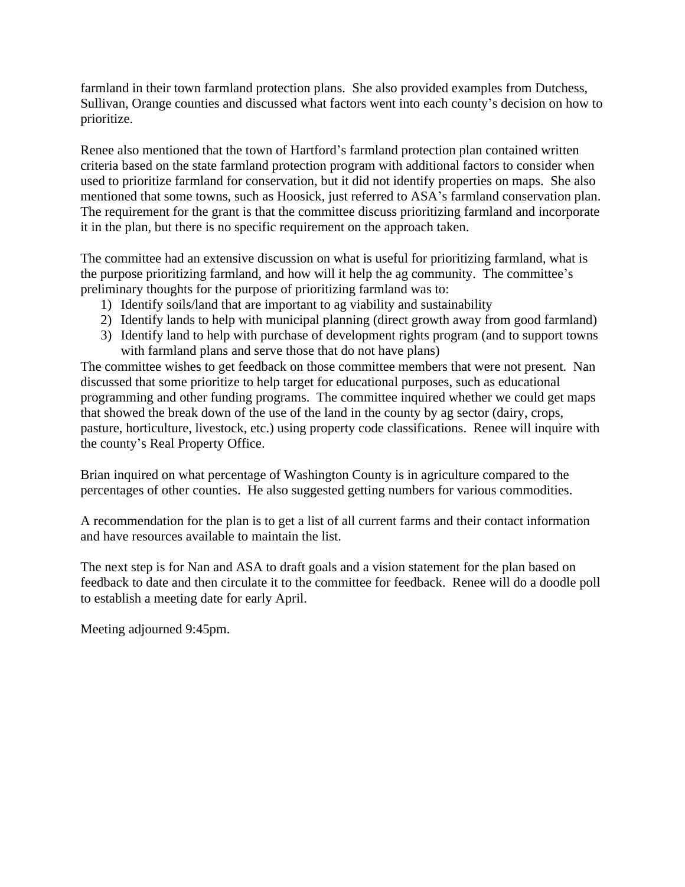farmland in their town farmland protection plans. She also provided examples from Dutchess, Sullivan, Orange counties and discussed what factors went into each county's decision on how to prioritize.

Renee also mentioned that the town of Hartford's farmland protection plan contained written criteria based on the state farmland protection program with additional factors to consider when used to prioritize farmland for conservation, but it did not identify properties on maps. She also mentioned that some towns, such as Hoosick, just referred to ASA's farmland conservation plan. The requirement for the grant is that the committee discuss prioritizing farmland and incorporate it in the plan, but there is no specific requirement on the approach taken.

The committee had an extensive discussion on what is useful for prioritizing farmland, what is the purpose prioritizing farmland, and how will it help the ag community. The committee's preliminary thoughts for the purpose of prioritizing farmland was to:

1) Identify soils/land that are important to ag viability and sustainability
2) Identify lands to help with municipal planning (direct growth away from good farmland)
3) Identify land to help with purchase of development rights program (and to support towns with farmland plans and serve those that do not have plans)

The committee wishes to get feedback on those committee members that were not present. Nan discussed that some prioritize to help target for educational purposes, such as educational programming and other funding programs. The committee inquired whether we could get maps that showed the break down of the use of the land in the county by ag sector (dairy, crops, pasture, horticulture, livestock, etc.) using property code classifications. Renee will inquire with the county's Real Property Office.

Brian inquired on what percentage of Washington County is in agriculture compared to the percentages of other counties. He also suggested getting numbers for various commodities.

A recommendation for the plan is to get a list of all current farms and their contact information and have resources available to maintain the list.

The next step is for Nan and ASA to draft goals and a vision statement for the plan based on feedback to date and then circulate it to the committee for feedback. Renee will do a doodle poll to establish a meeting date for early April.

Meeting adjourned 9:45pm.